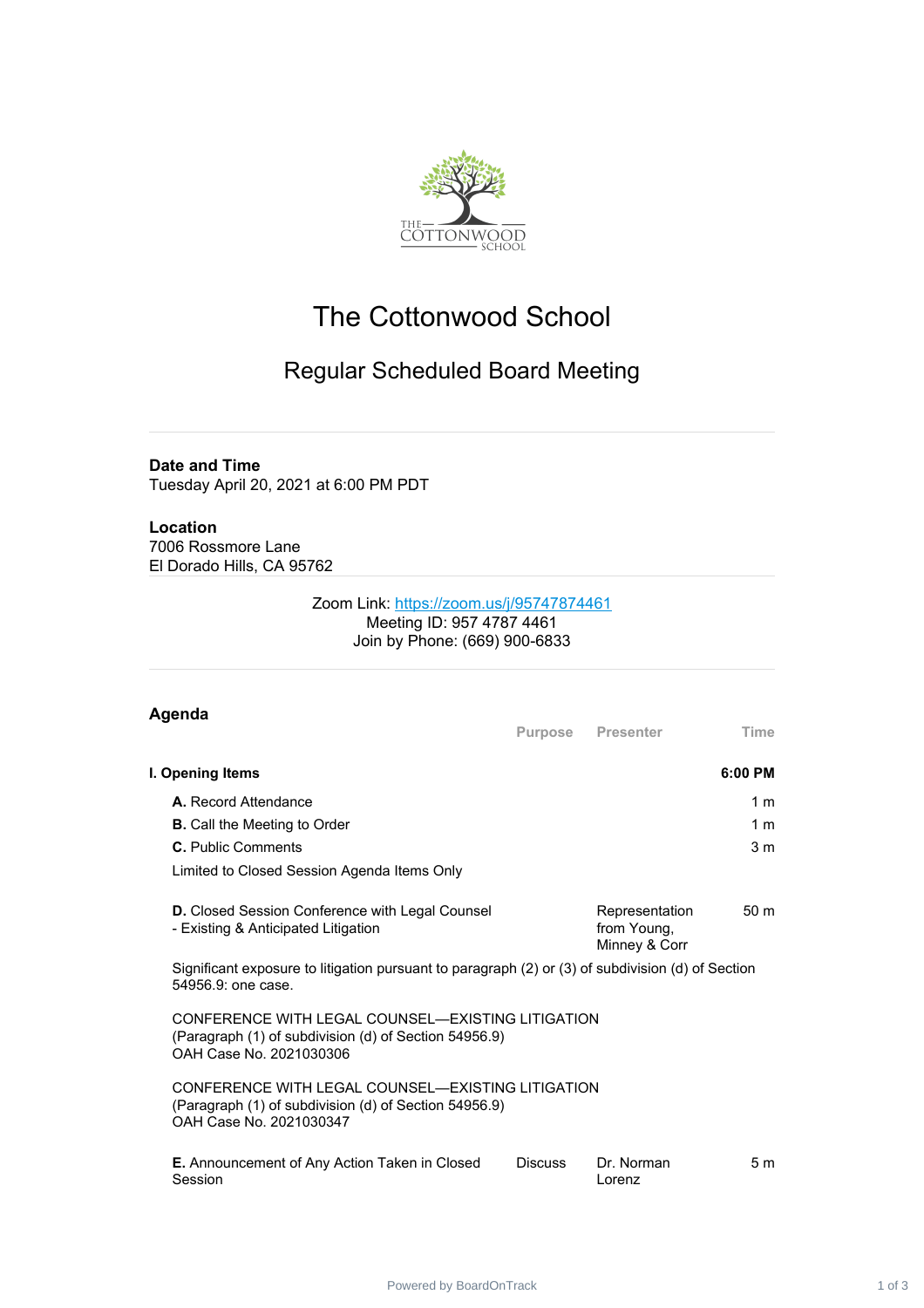# The Cottonwood School

## Regular Scheduled Board Meeting

**Date and Time**
Tuesday April 20, 2021 at 6:00 PM PDT

**Location**
7006 Rossmore Lane
El Dorado Hills, CA 95762

Zoom Link: https://zoom.us/j/95747874461
Meeting ID: 957 4787 4461
Join by Phone: (669) 900-6833

### Agenda

| | Purpose | Presenter | Time |
|---|---|---|---|
| **I. Opening Items** | | | **6:00 PM** |
| **A.** Record Attendance | | | 1 m |
| **B.** Call the Meeting to Order | | | 1 m |
| **C.** Public Comments | | | 3 m |

Limited to Closed Session Agenda Items Only

| | Purpose | Presenter | Time |
|---|---|---|---|
| **D.** Closed Session Conference with Legal Counsel - Existing & Anticipated Litigation | | Representation from Young, Minney & Corr | 50 m |

Significant exposure to litigation pursuant to paragraph (2) or (3) of subdivision (d) of Section 54956.9: one case.

CONFERENCE WITH LEGAL COUNSEL—EXISTING LITIGATION
(Paragraph (1) of subdivision (d) of Section 54956.9)
OAH Case No. 2021030306

CONFERENCE WITH LEGAL COUNSEL—EXISTING LITIGATION
(Paragraph (1) of subdivision (d) of Section 54956.9)
OAH Case No. 2021030347

| | Purpose | Presenter | Time |
|---|---|---|---|
| **E.** Announcement of Any Action Taken in Closed Session | Discuss | Dr. Norman Lorenz | 5 m |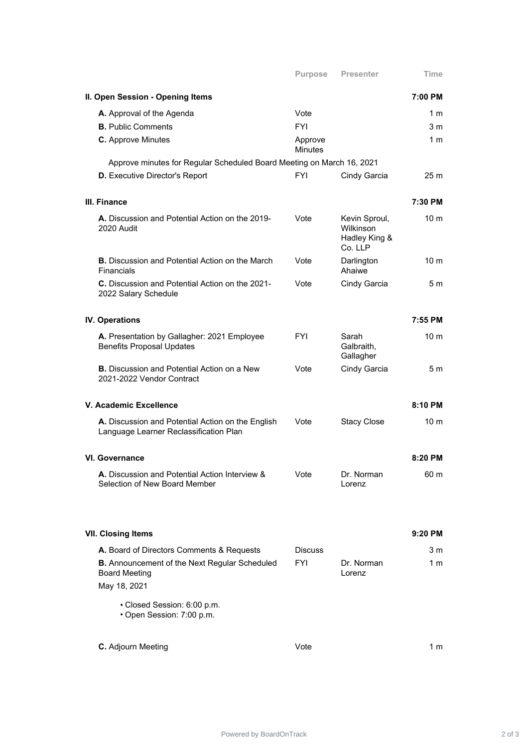| | Purpose | Presenter | Time |
|---|---|---|---|
| **II. Open Session - Opening Items** | | | **7:00 PM** |
| **A.** Approval of the Agenda | Vote | | 1 m |
| **B.** Public Comments | FYI | | 3 m |
| **C.** Approve Minutes | Approve Minutes | | 1 m |
| Approve minutes for Regular Scheduled Board Meeting on March 16, 2021 | | | |
| **D.** Executive Director's Report | FYI | Cindy Garcia | 25 m |
| **III. Finance** | | | **7:30 PM** |
| **A.** Discussion and Potential Action on the 2019-2020 Audit | Vote | Kevin Sproul, Wilkinson Hadley King & Co. LLP | 10 m |
| **B.** Discussion and Potential Action on the March Financials | Vote | Darlington Ahaiwe | 10 m |
| **C.** Discussion and Potential Action on the 2021-2022 Salary Schedule | Vote | Cindy Garcia | 5 m |
| **IV. Operations** | | | **7:55 PM** |
| **A.** Presentation by Gallagher: 2021 Employee Benefits Proposal Updates | FYI | Sarah Galbraith, Gallagher | 10 m |
| **B.** Discussion and Potential Action on a New 2021-2022 Vendor Contract | Vote | Cindy Garcia | 5 m |
| **V. Academic Excellence** | | | **8:10 PM** |
| **A.** Discussion and Potential Action on the English Language Learner Reclassification Plan | Vote | Stacy Close | 10 m |
| **VI. Governance** | | | **8:20 PM** |
| **A.** Discussion and Potential Action Interview & Selection of New Board Member | Vote | Dr. Norman Lorenz | 60 m |
| **VII. Closing Items** | | | **9:20 PM** |
| **A.** Board of Directors Comments & Requests | Discuss | | 3 m |
| **B.** Announcement of the Next Regular Scheduled Board Meeting | FYI | Dr. Norman Lorenz | 1 m |
| May 18, 2021<br>• Closed Session: 6:00 p.m.<br>• Open Session: 7:00 p.m. | | | |
| **C.** Adjourn Meeting | Vote | | 1 m |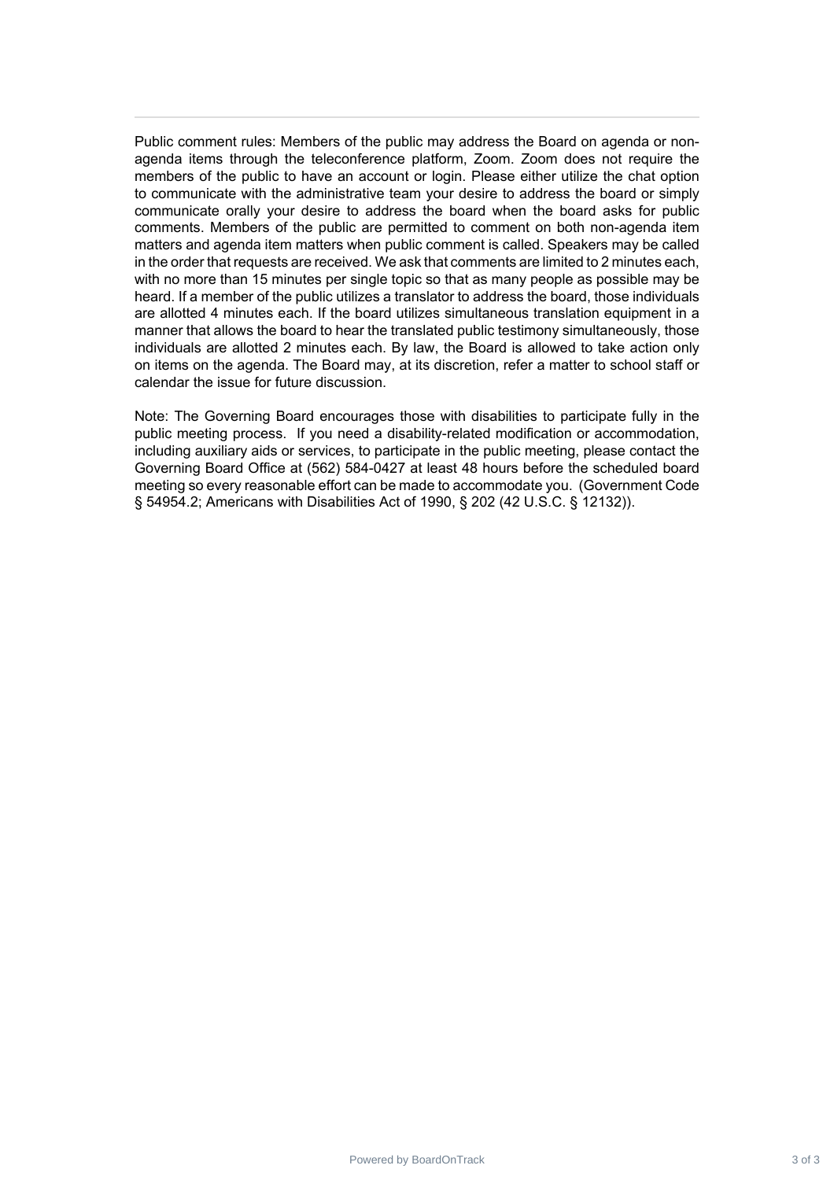Public comment rules: Members of the public may address the Board on agenda or non-agenda items through the teleconference platform, Zoom. Zoom does not require the members of the public to have an account or login. Please either utilize the chat option to communicate with the administrative team your desire to address the board or simply communicate orally your desire to address the board when the board asks for public comments. Members of the public are permitted to comment on both non-agenda item matters and agenda item matters when public comment is called. Speakers may be called in the order that requests are received. We ask that comments are limited to 2 minutes each, with no more than 15 minutes per single topic so that as many people as possible may be heard. If a member of the public utilizes a translator to address the board, those individuals are allotted 4 minutes each. If the board utilizes simultaneous translation equipment in a manner that allows the board to hear the translated public testimony simultaneously, those individuals are allotted 2 minutes each. By law, the Board is allowed to take action only on items on the agenda. The Board may, at its discretion, refer a matter to school staff or calendar the issue for future discussion.

Note: The Governing Board encourages those with disabilities to participate fully in the public meeting process. If you need a disability-related modification or accommodation, including auxiliary aids or services, to participate in the public meeting, please contact the Governing Board Office at (562) 584-0427 at least 48 hours before the scheduled board meeting so every reasonable effort can be made to accommodate you. (Government Code § 54954.2; Americans with Disabilities Act of 1990, § 202 (42 U.S.C. § 12132)).